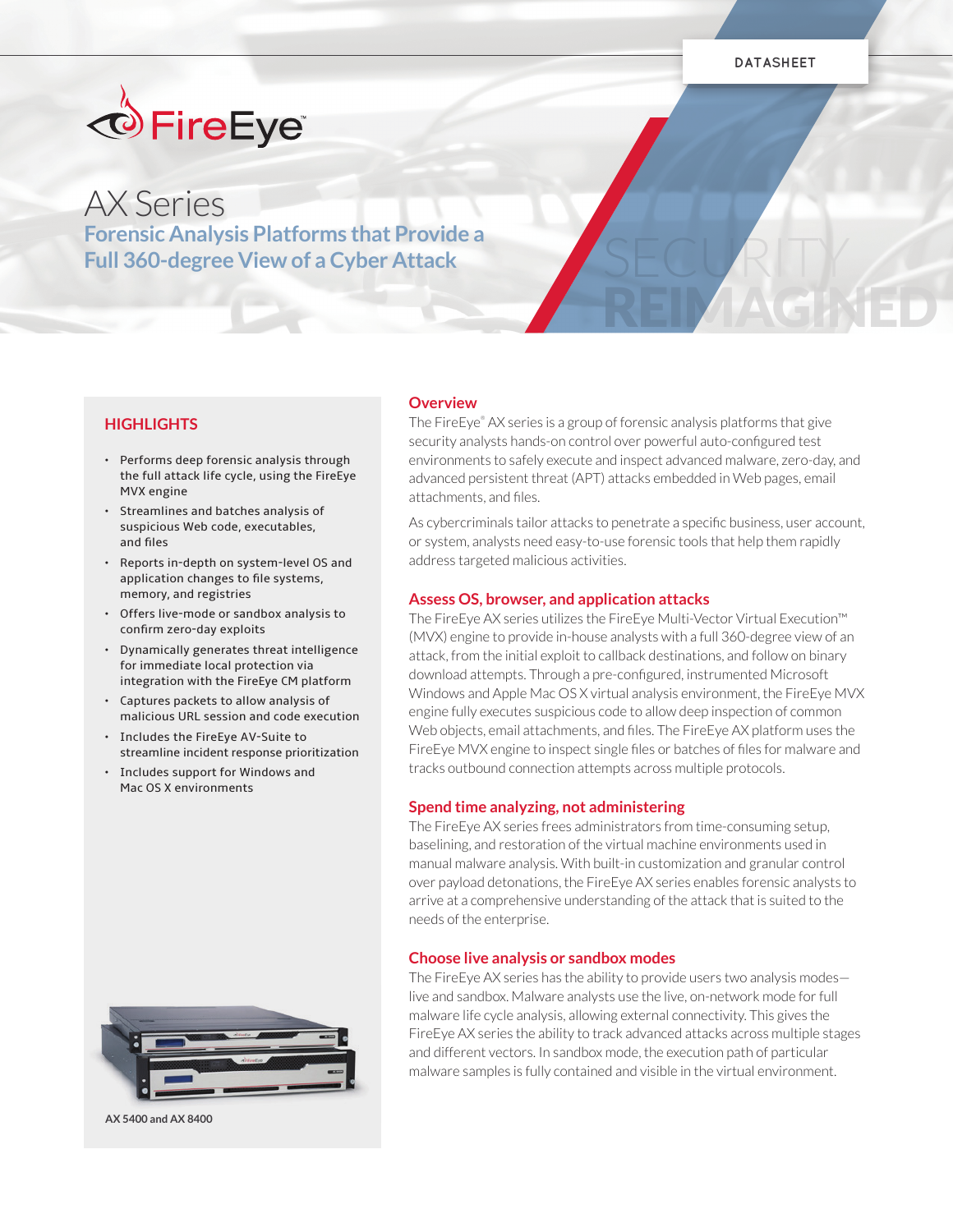DATASHEET

FireEye

# AX Series

## Forensic Analysis Platforms that Provide a Full 360-degree View of a Cyber Attack

SECURITY REIMAGINED

### HIGHLIGHTS

- Performs deep forensic analysis through the full attack life cycle, using the FireEye MVX engine
- Streamlines and batches analysis of suspicious Web code, executables, and files
- Reports in-depth on system-level OS and application changes to file systems, memory, and registries
- Offers live-mode or sandbox analysis to confirm zero-day exploits
- Dynamically generates threat intelligence for immediate local protection via integration with the FireEye CM platform
- Captures packets to allow analysis of malicious URL session and code execution
- Includes the FireEye AV-Suite to streamline incident response prioritization
- Includes support for Windows and Mac OS X environments

AX 5400 and AX 8400

### Overview

The FireEye® AX series is a group of forensic analysis platforms that give security analysts hands-on control over powerful auto-configured test environments to safely execute and inspect advanced malware, zero-day, and advanced persistent threat (APT) attacks embedded in Web pages, email attachments, and files.

As cybercriminals tailor attacks to penetrate a specific business, user account, or system, analysts need easy-to-use forensic tools that help them rapidly address targeted malicious activities.

### Assess OS, browser, and application attacks

The FireEye AX series utilizes the FireEye Multi-Vector Virtual Execution™ (MVX) engine to provide in-house analysts with a full 360-degree view of an attack, from the initial exploit to callback destinations, and follow on binary download attempts. Through a pre-configured, instrumented Microsoft Windows and Apple Mac OS X virtual analysis environment, the FireEye MVX engine fully executes suspicious code to allow deep inspection of common Web objects, email attachments, and files. The FireEye AX platform uses the FireEye MVX engine to inspect single files or batches of files for malware and tracks outbound connection attempts across multiple protocols.

### Spend time analyzing, not administering

The FireEye AX series frees administrators from time-consuming setup, baselining, and restoration of the virtual machine environments used in manual malware analysis. With built-in customization and granular control over payload detonations, the FireEye AX series enables forensic analysts to arrive at a comprehensive understanding of the attack that is suited to the needs of the enterprise.

### Choose live analysis or sandbox modes

The FireEye AX series has the ability to provide users two analysis modes—live and sandbox. Malware analysts use the live, on-network mode for full malware life cycle analysis, allowing external connectivity. This gives the FireEye AX series the ability to track advanced attacks across multiple stages and different vectors. In sandbox mode, the execution path of particular malware samples is fully contained and visible in the virtual environment.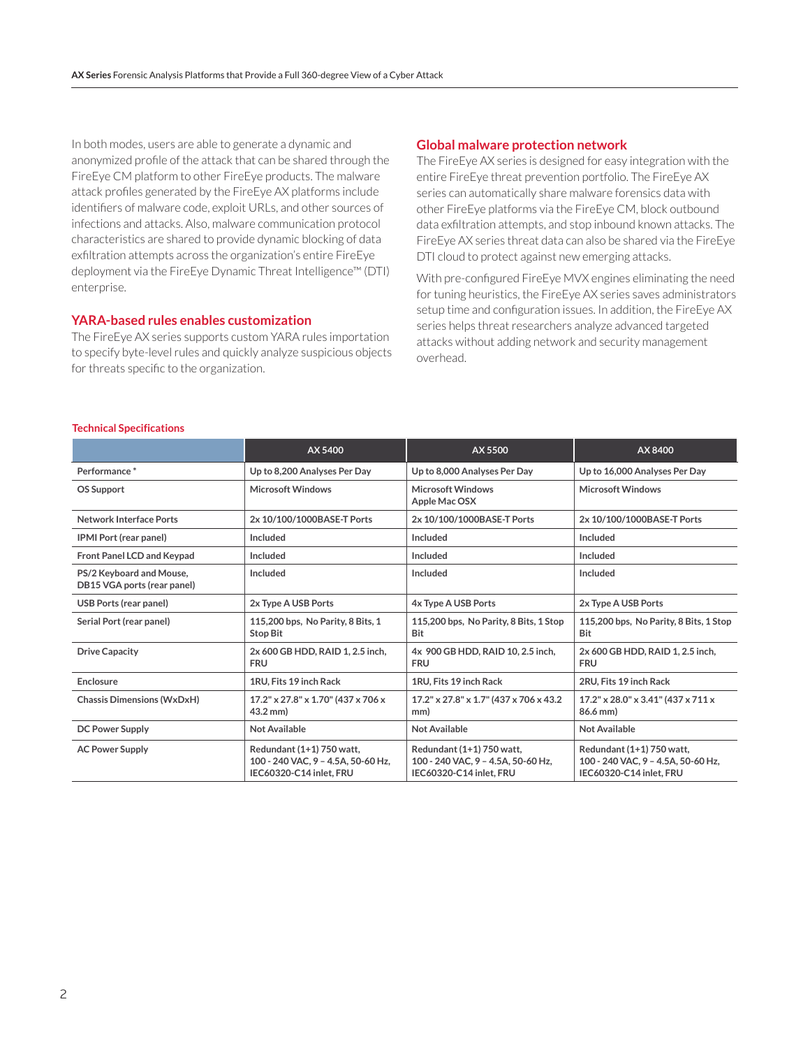In both modes, users are able to generate a dynamic and anonymized profile of the attack that can be shared through the FireEye CM platform to other FireEye products. The malware attack profiles generated by the FireEye AX platforms include identifiers of malware code, exploit URLs, and other sources of infections and attacks. Also, malware communication protocol characteristics are shared to provide dynamic blocking of data exfiltration attempts across the organization's entire FireEye deployment via the FireEye Dynamic Threat Intelligence™ (DTI) enterprise.

## YARA-based rules enables customization

The FireEye AX series supports custom YARA rules importation to specify byte-level rules and quickly analyze suspicious objects for threats specific to the organization.

## Global malware protection network

The FireEye AX series is designed for easy integration with the entire FireEye threat prevention portfolio. The FireEye AX series can automatically share malware forensics data with other FireEye platforms via the FireEye CM, block outbound data exfiltration attempts, and stop inbound known attacks. The FireEye AX series threat data can also be shared via the FireEye DTI cloud to protect against new emerging attacks.

With pre-configured FireEye MVX engines eliminating the need for tuning heuristics, the FireEye AX series saves administrators setup time and configuration issues. In addition, the FireEye AX series helps threat researchers analyze advanced targeted attacks without adding network and security management overhead.

### Technical Specifications

| | AX 5400 | AX 5500 | AX 8400 |
|---|---|---|---|
| Performance * | Up to 8,200 Analyses Per Day | Up to 8,000 Analyses Per Day | Up to 16,000 Analyses Per Day |
| OS Support | Microsoft Windows | Microsoft Windows<br>Apple Mac OSX | Microsoft Windows |
| Network Interface Ports | 2x 10/100/1000BASE-T Ports | 2x 10/100/1000BASE-T Ports | 2x 10/100/1000BASE-T Ports |
| IPMI Port (rear panel) | Included | Included | Included |
| Front Panel LCD and Keypad | Included | Included | Included |
| PS/2 Keyboard and Mouse, DB15 VGA ports (rear panel) | Included | Included | Included |
| USB Ports (rear panel) | 2x Type A USB Ports | 4x Type A USB Ports | 2x Type A USB Ports |
| Serial Port (rear panel) | 115,200 bps, No Parity, 8 Bits, 1 Stop Bit | 115,200 bps, No Parity, 8 Bits, 1 Stop Bit | 115,200 bps, No Parity, 8 Bits, 1 Stop Bit |
| Drive Capacity | 2x 600 GB HDD, RAID 1, 2.5 inch, FRU | 4x 900 GB HDD, RAID 10, 2.5 inch, FRU | 2x 600 GB HDD, RAID 1, 2.5 inch, FRU |
| Enclosure | 1RU, Fits 19 inch Rack | 1RU, Fits 19 inch Rack | 2RU, Fits 19 inch Rack |
| Chassis Dimensions (WxDxH) | 17.2" x 27.8" x 1.70" (437 x 706 x 43.2 mm) | 17.2" x 27.8" x 1.7" (437 x 706 x 43.2 mm) | 17.2" x 28.0" x 3.41" (437 x 711 x 86.6 mm) |
| DC Power Supply | Not Available | Not Available | Not Available |
| AC Power Supply | Redundant (1+1) 750 watt, 100 - 240 VAC, 9 – 4.5A, 50-60 Hz, IEC60320-C14 inlet, FRU | Redundant (1+1) 750 watt, 100 - 240 VAC, 9 – 4.5A, 50-60 Hz, IEC60320-C14 inlet, FRU | Redundant (1+1) 750 watt, 100 - 240 VAC, 9 – 4.5A, 50-60 Hz, IEC60320-C14 inlet, FRU |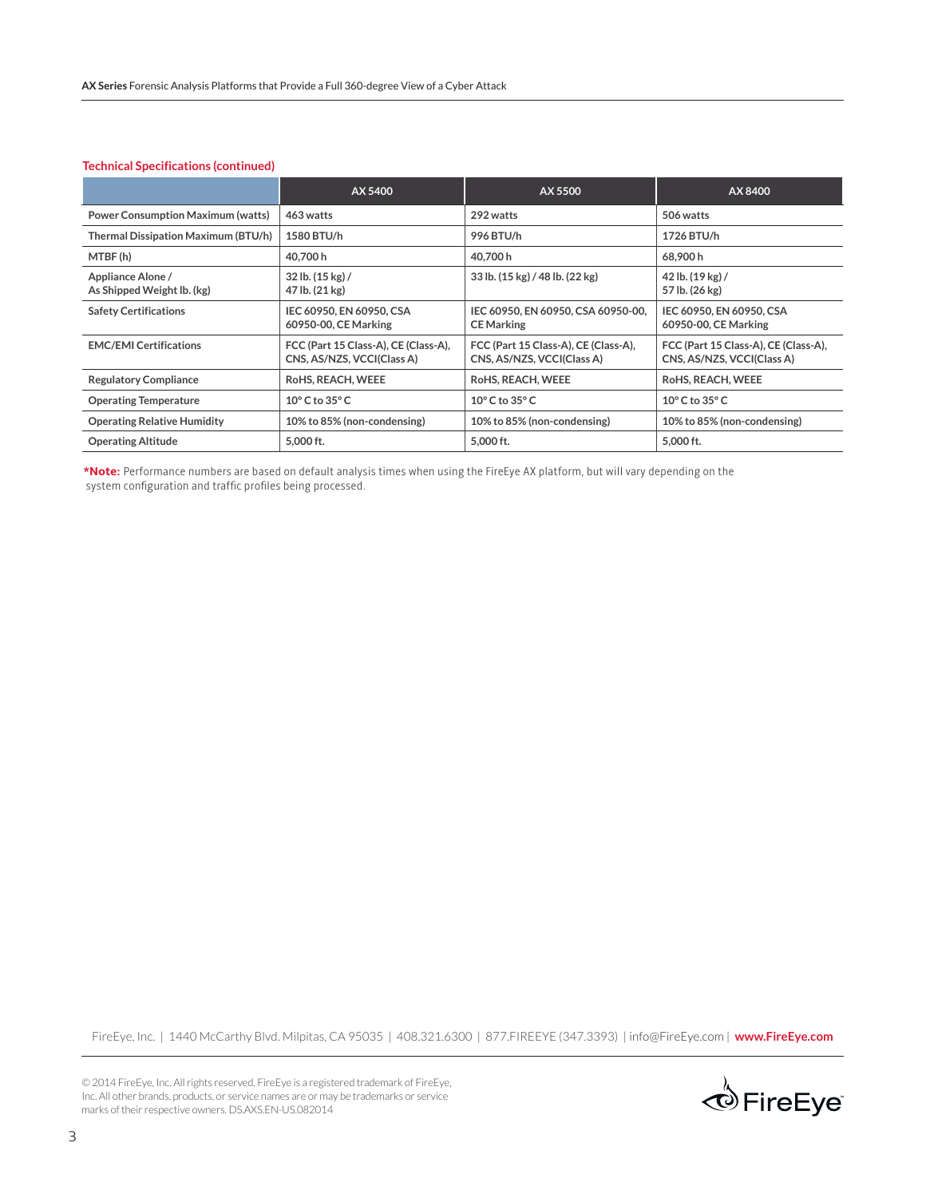**Technical Specifications (continued)**

| | AX 5400 | AX 5500 | AX 8400 |
|---|---|---|---|
| Power Consumption Maximum (watts) | 463 watts | 292 watts | 506 watts |
| Thermal Dissipation Maximum (BTU/h) | 1580 BTU/h | 996 BTU/h | 1726 BTU/h |
| MTBF (h) | 40,700 h | 40,700 h | 68,900 h |
| Appliance Alone / As Shipped Weight lb. (kg) | 32 lb. (15 kg) / 47 lb. (21 kg) | 33 lb. (15 kg) / 48 lb. (22 kg) | 42 lb. (19 kg) / 57 lb. (26 kg) |
| Safety Certifications | IEC 60950, EN 60950, CSA 60950-00, CE Marking | IEC 60950, EN 60950, CSA 60950-00, CE Marking | IEC 60950, EN 60950, CSA 60950-00, CE Marking |
| EMC/EMI Certifications | FCC (Part 15 Class-A), CE (Class-A), CNS, AS/NZS, VCCI(Class A) | FCC (Part 15 Class-A), CE (Class-A), CNS, AS/NZS, VCCI(Class A) | FCC (Part 15 Class-A), CE (Class-A), CNS, AS/NZS, VCCI(Class A) |
| Regulatory Compliance | RoHS, REACH, WEEE | RoHS, REACH, WEEE | RoHS, REACH, WEEE |
| Operating Temperature | 10° C to 35° C | 10° C to 35° C | 10° C to 35° C |
| Operating Relative Humidity | 10% to 85% (non-condensing) | 10% to 85% (non-condensing) | 10% to 85% (non-condensing) |
| Operating Altitude | 5,000 ft. | 5,000 ft. | 5,000 ft. |

***Note:** Performance numbers are based on default analysis times when using the FireEye AX platform, but will vary depending on the system configuration and traffic profiles being processed.

FireEye, Inc. | 1440 McCarthy Blvd. Milpitas, CA 95035 | 408.321.6300 | 877.FIREEYE (347.3393) | info@FireEye.com | **www.FireEye.com**

© 2014 FireEye, Inc. All rights reserved. FireEye is a registered trademark of FireEye, Inc. All other brands, products, or service names are or may be trademarks or service marks of their respective owners. DS.AXS.EN-US.082014